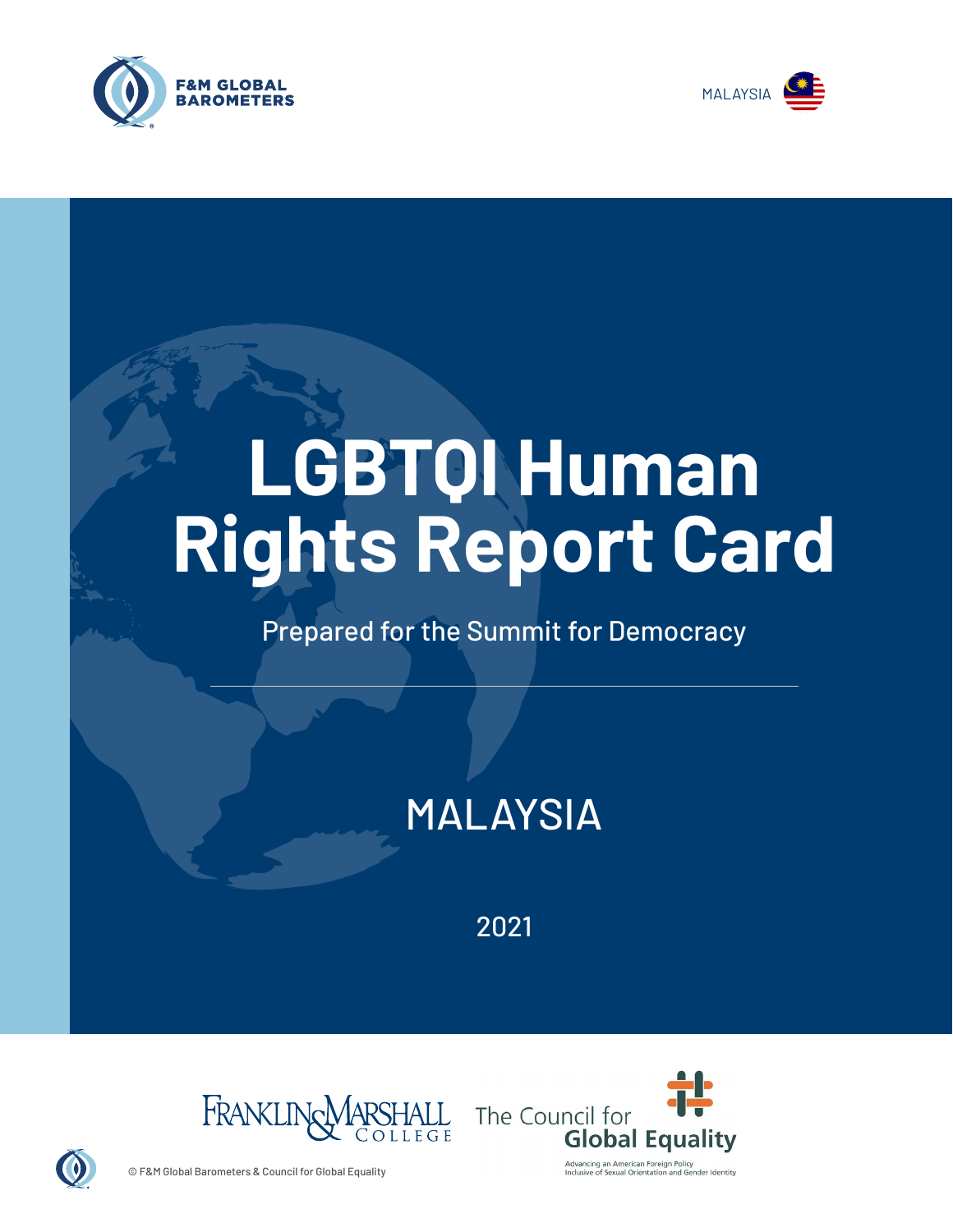F&M GLOBAL BAROMETERS

MALAYSIA

# LGBTQI Human Rights Report Card

Prepared for the Summit for Democracy

## MALAYSIA

2021

Franklin & Marshall College

The Council for Global Equality

Advancing an American Foreign Policy Inclusive of Sexual Orientation and Gender Identity

© F&M Global Barometers & Council for Global Equality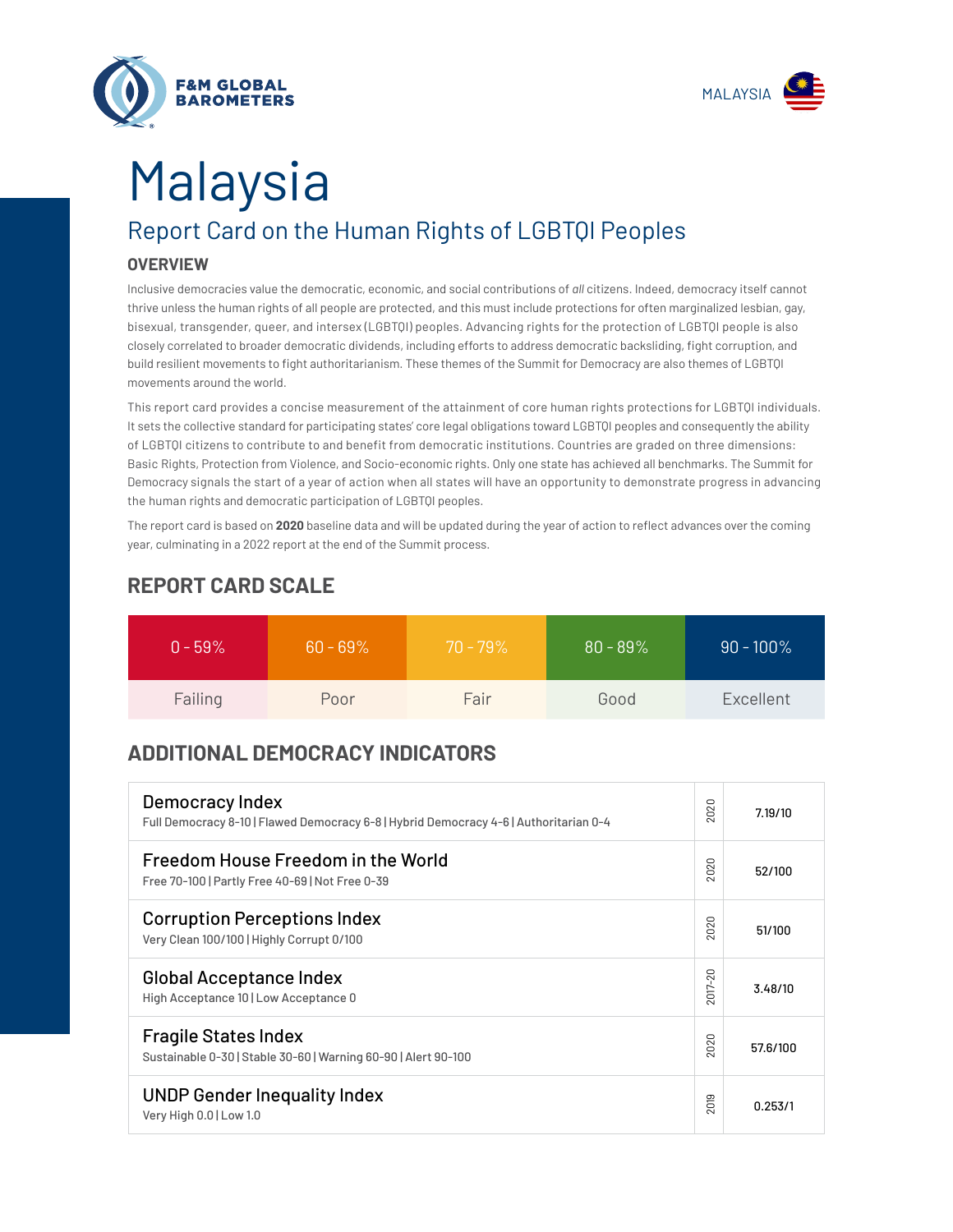F&M GLOBAL BAROMETERS

MALAYSIA

# Malaysia

## Report Card on the Human Rights of LGBTQI Peoples

### OVERVIEW

Inclusive democracies value the democratic, economic, and social contributions of *all* citizens. Indeed, democracy itself cannot thrive unless the human rights of all people are protected, and this must include protections for often marginalized lesbian, gay, bisexual, transgender, queer, and intersex (LGBTQI) peoples. Advancing rights for the protection of LGBTQI people is also closely correlated to broader democratic dividends, including efforts to address democratic backsliding, fight corruption, and build resilient movements to fight authoritarianism. These themes of the Summit for Democracy are also themes of LGBTQI movements around the world.

This report card provides a concise measurement of the attainment of core human rights protections for LGBTQI individuals. It sets the collective standard for participating states' core legal obligations toward LGBTQI peoples and consequently the ability of LGBTQI citizens to contribute to and benefit from democratic institutions. Countries are graded on three dimensions: Basic Rights, Protection from Violence, and Socio-economic rights. Only one state has achieved all benchmarks. The Summit for Democracy signals the start of a year of action when all states will have an opportunity to demonstrate progress in advancing the human rights and democratic participation of LGBTQI peoples.

The report card is based on **2020** baseline data and will be updated during the year of action to reflect advances over the coming year, culminating in a 2022 report at the end of the Summit process.

## REPORT CARD SCALE

| 0 - 59% | 60 - 69% | 70 - 79% | 80 - 89% | 90 - 100% |
|---|---|---|---|---|
| Failing | Poor | Fair | Good | Excellent |

## ADDITIONAL DEMOCRACY INDICATORS

| Indicator | Year | Score |
|---|---|---|
| Democracy Index<br>Full Democracy 8-10 \| Flawed Democracy 6-8 \| Hybrid Democracy 4-6 \| Authoritarian 0-4 | 2020 | 7.19/10 |
| Freedom House Freedom in the World<br>Free 70-100 \| Partly Free 40-69 \| Not Free 0-39 | 2020 | 52/100 |
| Corruption Perceptions Index<br>Very Clean 100/100 \| Highly Corrupt 0/100 | 2020 | 51/100 |
| Global Acceptance Index<br>High Acceptance 10 \| Low Acceptance 0 | 2017-20 | 3.48/10 |
| Fragile States Index<br>Sustainable 0-30 \| Stable 30-60 \| Warning 60-90 \| Alert 90-100 | 2020 | 57.6/100 |
| UNDP Gender Inequality Index<br>Very High 0.0 \| Low 1.0 | 2019 | 0.253/1 |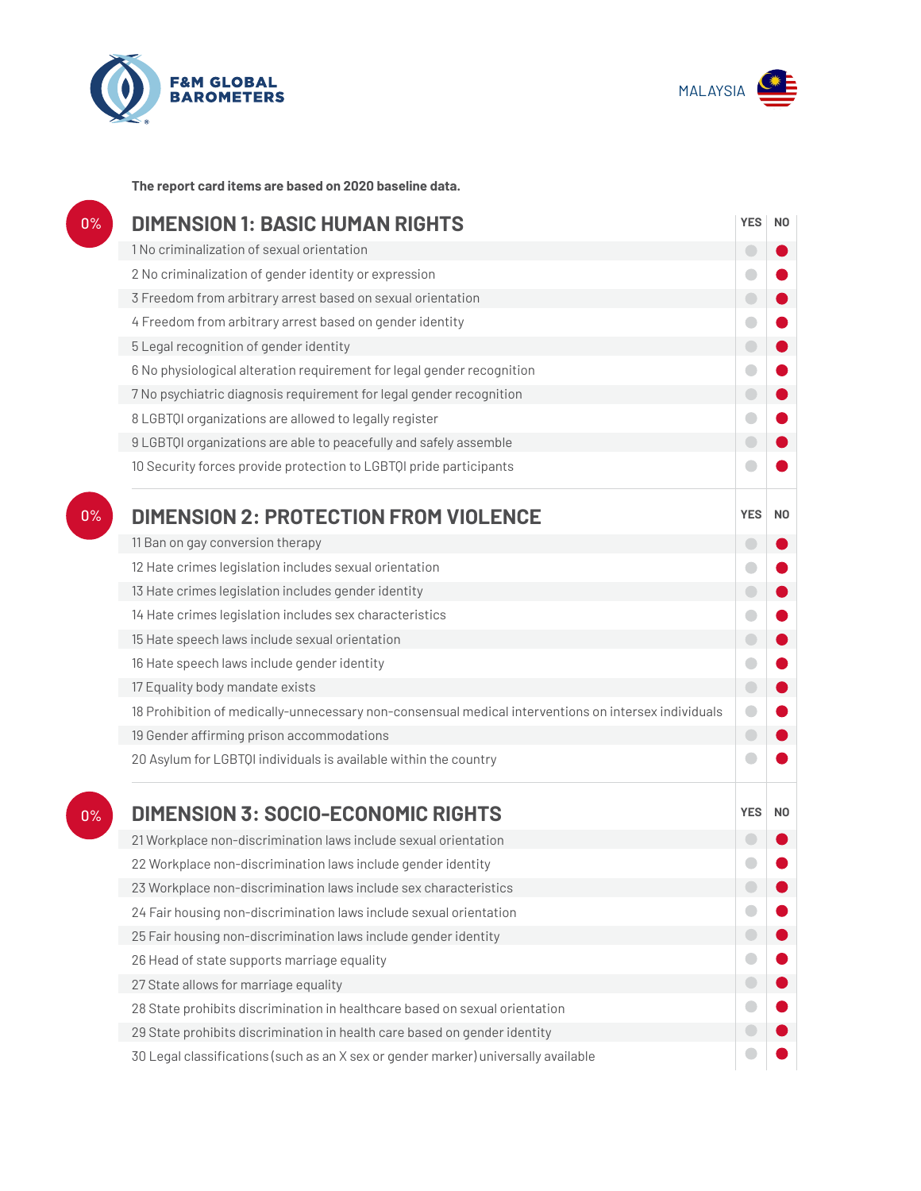F&M GLOBAL BAROMETERS

MALAYSIA

**The report card items are based on 2020 baseline data.**

## 0% DIMENSION 1: BASIC HUMAN RIGHTS

| | YES | NO |
|---|---|---|
| 1 No criminalization of sexual orientation | | ● |
| 2 No criminalization of gender identity or expression | | ● |
| 3 Freedom from arbitrary arrest based on sexual orientation | | ● |
| 4 Freedom from arbitrary arrest based on gender identity | | ● |
| 5 Legal recognition of gender identity | | ● |
| 6 No physiological alteration requirement for legal gender recognition | | ● |
| 7 No psychiatric diagnosis requirement for legal gender recognition | | ● |
| 8 LGBTQI organizations are allowed to legally register | | ● |
| 9 LGBTQI organizations are able to peacefully and safely assemble | | ● |
| 10 Security forces provide protection to LGBTQI pride participants | | ● |

## 0% DIMENSION 2: PROTECTION FROM VIOLENCE

| | YES | NO |
|---|---|---|
| 11 Ban on gay conversion therapy | | ● |
| 12 Hate crimes legislation includes sexual orientation | | ● |
| 13 Hate crimes legislation includes gender identity | | ● |
| 14 Hate crimes legislation includes sex characteristics | | ● |
| 15 Hate speech laws include sexual orientation | | ● |
| 16 Hate speech laws include gender identity | | ● |
| 17 Equality body mandate exists | | ● |
| 18 Prohibition of medically-unnecessary non-consensual medical interventions on intersex individuals | | ● |
| 19 Gender affirming prison accommodations | | ● |
| 20 Asylum for LGBTQI individuals is available within the country | | ● |

## 0% DIMENSION 3: SOCIO-ECONOMIC RIGHTS

| | YES | NO |
|---|---|---|
| 21 Workplace non-discrimination laws include sexual orientation | | ● |
| 22 Workplace non-discrimination laws include gender identity | | ● |
| 23 Workplace non-discrimination laws include sex characteristics | | ● |
| 24 Fair housing non-discrimination laws include sexual orientation | | ● |
| 25 Fair housing non-discrimination laws include gender identity | | ● |
| 26 Head of state supports marriage equality | | ● |
| 27 State allows for marriage equality | | ● |
| 28 State prohibits discrimination in healthcare based on sexual orientation | | ● |
| 29 State prohibits discrimination in health care based on gender identity | | ● |
| 30 Legal classifications (such as an X sex or gender marker) universally available | | ● |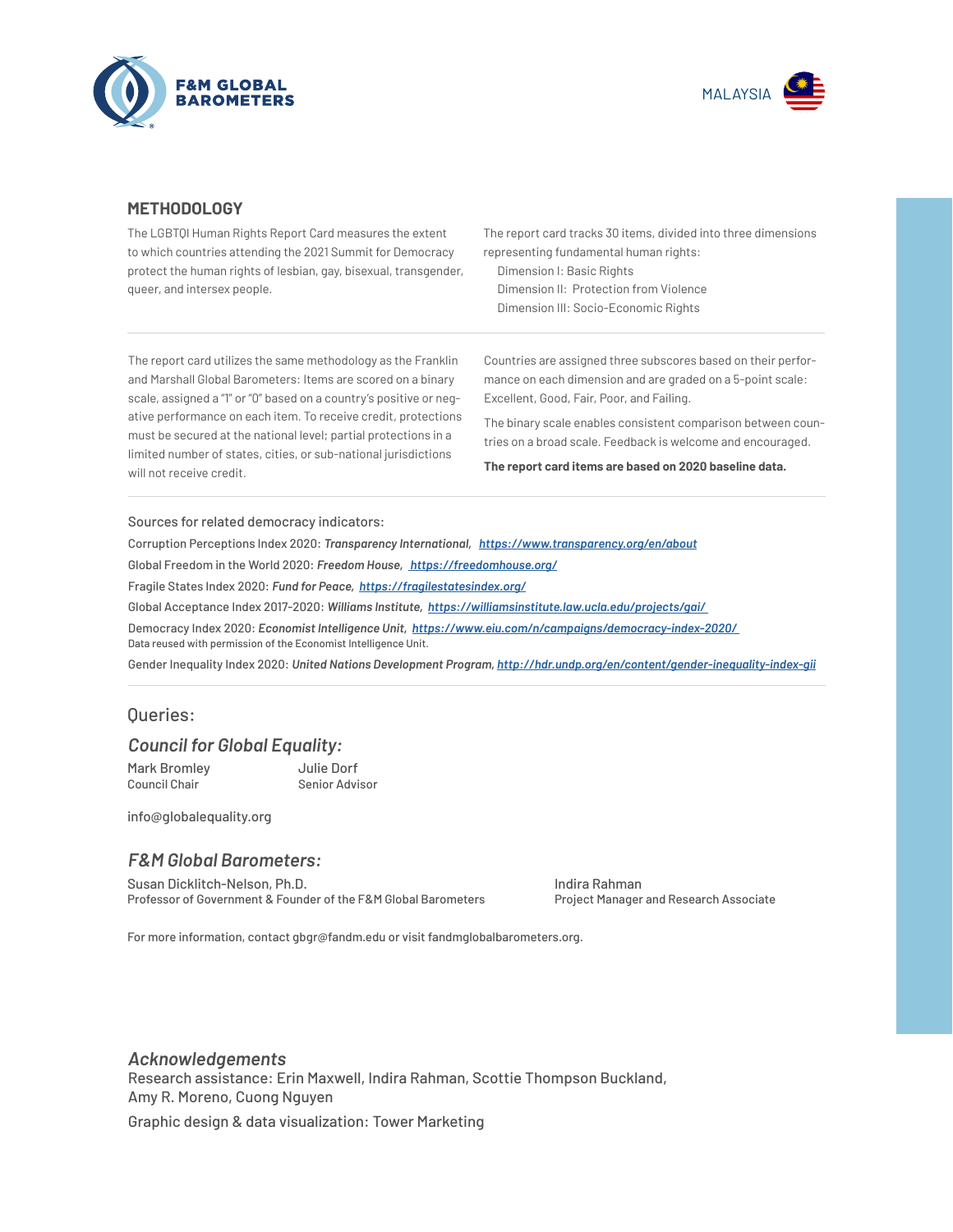F&M GLOBAL BAROMETERS

MALAYSIA

## METHODOLOGY

The LGBTQI Human Rights Report Card measures the extent to which countries attending the 2021 Summit for Democracy protect the human rights of lesbian, gay, bisexual, transgender, queer, and intersex people.

The report card tracks 30 items, divided into three dimensions representing fundamental human rights:

- Dimension I: Basic Rights
- Dimension II: Protection from Violence
- Dimension III: Socio-Economic Rights

The report card utilizes the same methodology as the Franklin and Marshall Global Barometers: Items are scored on a binary scale, assigned a "1" or "0" based on a country's positive or negative performance on each item. To receive credit, protections must be secured at the national level; partial protections in a limited number of states, cities, or sub-national jurisdictions will not receive credit.

Countries are assigned three subscores based on their performance on each dimension and are graded on a 5-point scale: Excellent, Good, Fair, Poor, and Failing.

The binary scale enables consistent comparison between countries on a broad scale. Feedback is welcome and encouraged.

**The report card items are based on 2020 baseline data.**

Sources for related democracy indicators:

Corruption Perceptions Index 2020: ***Transparency International,*** ***https://www.transparency.org/en/about***

Global Freedom in the World 2020: ***Freedom House,*** ***https://freedomhouse.org/***

Fragile States Index 2020: ***Fund for Peace,*** ***https://fragilestatesindex.org/***

Global Acceptance Index 2017-2020: ***Williams Institute,*** ***https://williamsinstitute.law.ucla.edu/projects/gai/***

Democracy Index 2020: ***Economist Intelligence Unit,*** ***https://www.eiu.com/n/campaigns/democracy-index-2020/***
Data reused with permission of the Economist Intelligence Unit.

Gender Inequality Index 2020: ***United Nations Development Program,*** ***http://hdr.undp.org/en/content/gender-inequality-index-gii***

## Queries:

### *Council for Global Equality:*

Mark Bromley
Council Chair

Julie Dorf
Senior Advisor

info@globalequality.org

### *F&M Global Barometers:*

Susan Dicklitch-Nelson, Ph.D.
Professor of Government & Founder of the F&M Global Barometers

Indira Rahman
Project Manager and Research Associate

For more information, contact gbgr@fandm.edu or visit fandmglobalbarometers.org.

### *Acknowledgements*

Research assistance: Erin Maxwell, Indira Rahman, Scottie Thompson Buckland, Amy R. Moreno, Cuong Nguyen

Graphic design & data visualization: Tower Marketing